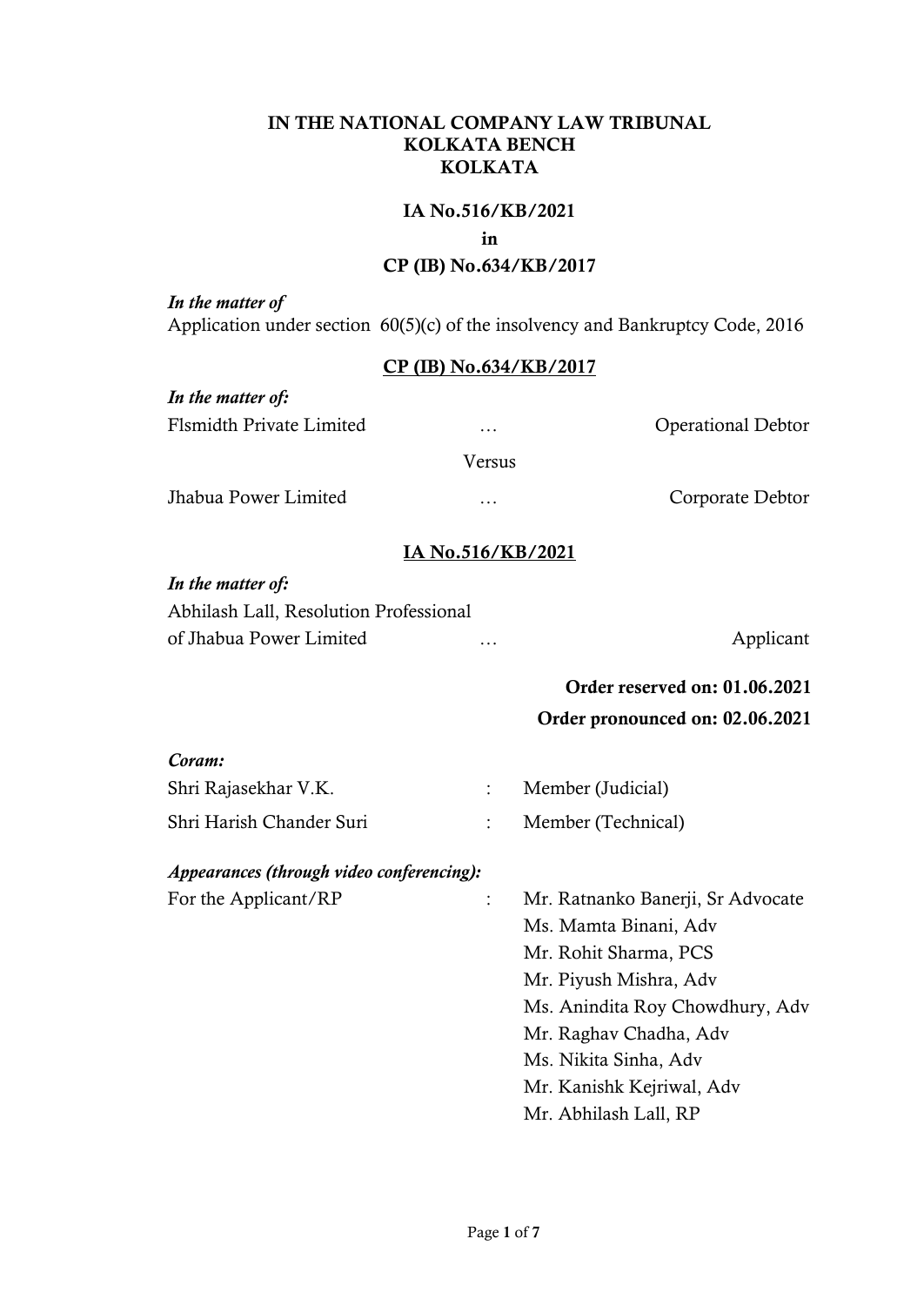**IN THE NATIONAL COMPANY LAW TRIBUNAL**
**KOLKATA BENCH**
**KOLKATA**

**IA No.516/KB/2021**
**in**
**CP (IB) No.634/KB/2017**

***In the matter of***
Application under section 60(5)(c) of the insolvency and Bankruptcy Code, 2016

**CP (IB) No.634/KB/2017**

***In the matter of:***

| | | |
|---|---|---|
| Flsmidth Private Limited | … | Operational Debtor |
| | Versus | |
| Jhabua Power Limited | … | Corporate Debtor |

**IA No.516/KB/2021**

***In the matter of:***

| | | |
|---|---|---|
| Abhilash Lall, Resolution Professional of Jhabua Power Limited | … | Applicant |

**Order reserved on: 01.06.2021**

**Order pronounced on: 02.06.2021**

***Coram:***

| | | |
|---|---|---|
| Shri Rajasekhar V.K. | : | Member (Judicial) |
| Shri Harish Chander Suri | : | Member (Technical) |

***Appearances (through video conferencing):***

| | | |
|---|---|---|
| For the Applicant/RP | : | Mr. Ratnanko Banerji, Sr Advocate |
| | | Ms. Mamta Binani, Adv |
| | | Mr. Rohit Sharma, PCS |
| | | Mr. Piyush Mishra, Adv |
| | | Ms. Anindita Roy Chowdhury, Adv |
| | | Mr. Raghav Chadha, Adv |
| | | Ms. Nikita Sinha, Adv |
| | | Mr. Kanishk Kejriwal, Adv |
| | | Mr. Abhilash Lall, RP |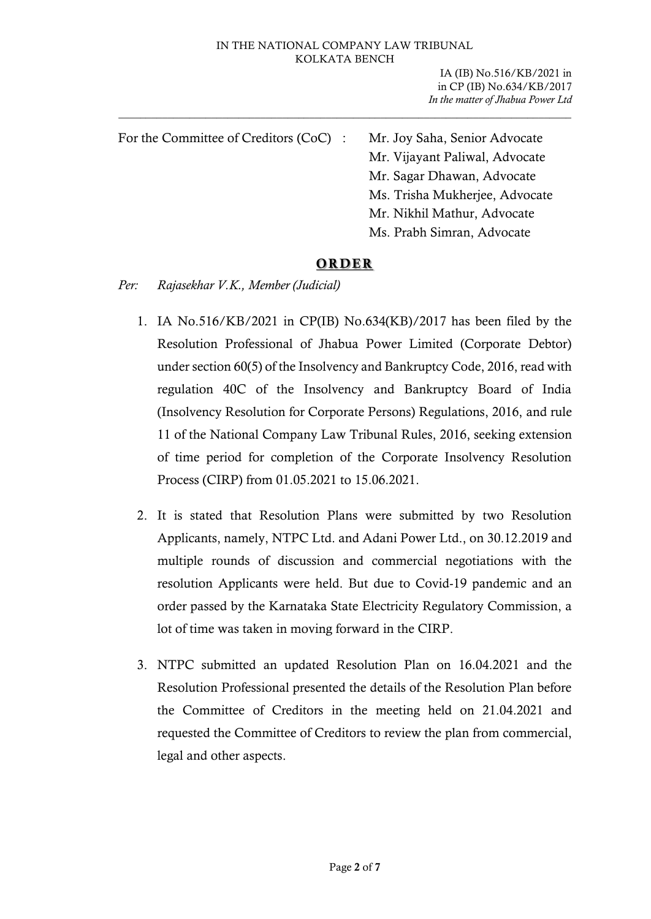For the Committee of Creditors (CoC) : Mr. Joy Saha, Senior Advocate
Mr. Vijayant Paliwal, Advocate
Mr. Sagar Dhawan, Advocate
Ms. Trisha Mukherjee, Advocate
Mr. Nikhil Mathur, Advocate
Ms. Prabh Simran, Advocate

## **ORDER**

*Per: Rajasekhar V.K., Member (Judicial)*

1. IA No.516/KB/2021 in CP(IB) No.634(KB)/2017 has been filed by the Resolution Professional of Jhabua Power Limited (Corporate Debtor) under section 60(5) of the Insolvency and Bankruptcy Code, 2016, read with regulation 40C of the Insolvency and Bankruptcy Board of India (Insolvency Resolution for Corporate Persons) Regulations, 2016, and rule 11 of the National Company Law Tribunal Rules, 2016, seeking extension of time period for completion of the Corporate Insolvency Resolution Process (CIRP) from 01.05.2021 to 15.06.2021.

2. It is stated that Resolution Plans were submitted by two Resolution Applicants, namely, NTPC Ltd. and Adani Power Ltd., on 30.12.2019 and multiple rounds of discussion and commercial negotiations with the resolution Applicants were held. But due to Covid-19 pandemic and an order passed by the Karnataka State Electricity Regulatory Commission, a lot of time was taken in moving forward in the CIRP.

3. NTPC submitted an updated Resolution Plan on 16.04.2021 and the Resolution Professional presented the details of the Resolution Plan before the Committee of Creditors in the meeting held on 21.04.2021 and requested the Committee of Creditors to review the plan from commercial, legal and other aspects.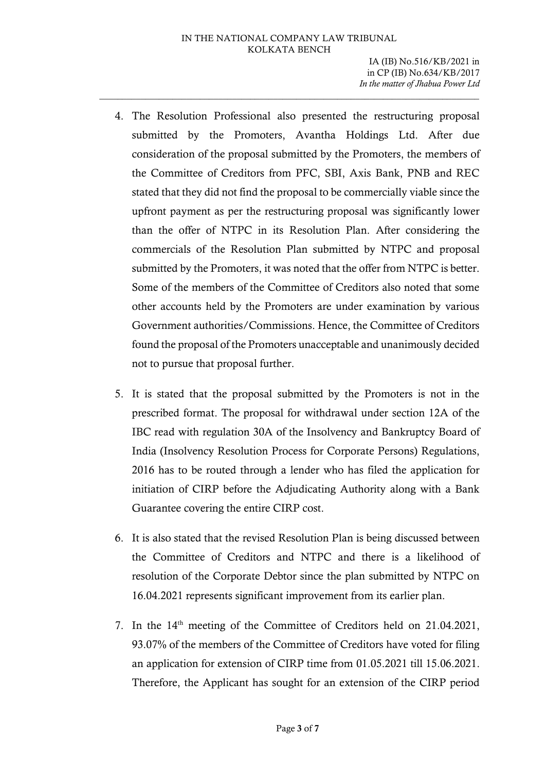4. The Resolution Professional also presented the restructuring proposal submitted by the Promoters, Avantha Holdings Ltd. After due consideration of the proposal submitted by the Promoters, the members of the Committee of Creditors from PFC, SBI, Axis Bank, PNB and REC stated that they did not find the proposal to be commercially viable since the upfront payment as per the restructuring proposal was significantly lower than the offer of NTPC in its Resolution Plan. After considering the commercials of the Resolution Plan submitted by NTPC and proposal submitted by the Promoters, it was noted that the offer from NTPC is better. Some of the members of the Committee of Creditors also noted that some other accounts held by the Promoters are under examination by various Government authorities/Commissions. Hence, the Committee of Creditors found the proposal of the Promoters unacceptable and unanimously decided not to pursue that proposal further.

5. It is stated that the proposal submitted by the Promoters is not in the prescribed format. The proposal for withdrawal under section 12A of the IBC read with regulation 30A of the Insolvency and Bankruptcy Board of India (Insolvency Resolution Process for Corporate Persons) Regulations, 2016 has to be routed through a lender who has filed the application for initiation of CIRP before the Adjudicating Authority along with a Bank Guarantee covering the entire CIRP cost.

6. It is also stated that the revised Resolution Plan is being discussed between the Committee of Creditors and NTPC and there is a likelihood of resolution of the Corporate Debtor since the plan submitted by NTPC on 16.04.2021 represents significant improvement from its earlier plan.

7. In the 14th meeting of the Committee of Creditors held on 21.04.2021, 93.07% of the members of the Committee of Creditors have voted for filing an application for extension of CIRP time from 01.05.2021 till 15.06.2021. Therefore, the Applicant has sought for an extension of the CIRP period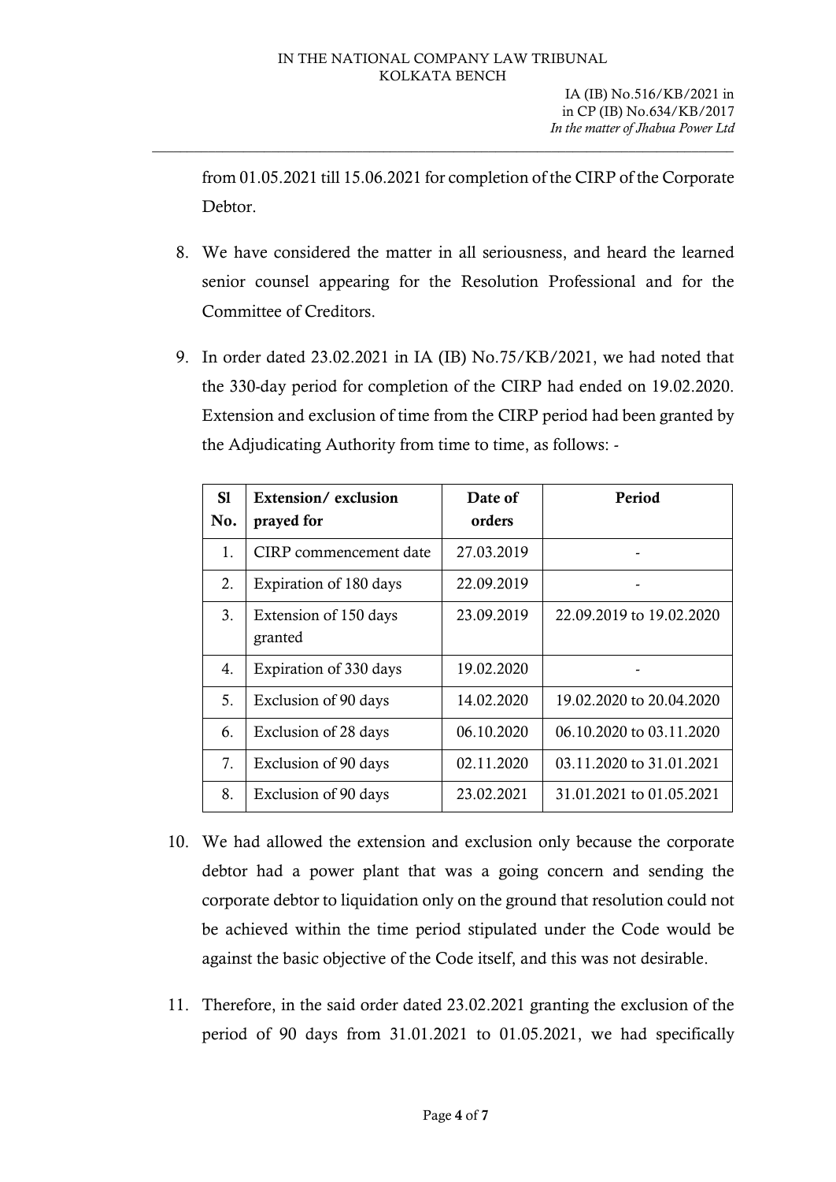from 01.05.2021 till 15.06.2021 for completion of the CIRP of the Corporate Debtor.

8. We have considered the matter in all seriousness, and heard the learned senior counsel appearing for the Resolution Professional and for the Committee of Creditors.

9. In order dated 23.02.2021 in IA (IB) No.75/KB/2021, we had noted that the 330-day period for completion of the CIRP had ended on 19.02.2020. Extension and exclusion of time from the CIRP period had been granted by the Adjudicating Authority from time to time, as follows: -

| Sl No. | Extension/ exclusion prayed for | Date of orders | Period |
|---|---|---|---|
| 1. | CIRP commencement date | 27.03.2019 | - |
| 2. | Expiration of 180 days | 22.09.2019 | - |
| 3. | Extension of 150 days granted | 23.09.2019 | 22.09.2019 to 19.02.2020 |
| 4. | Expiration of 330 days | 19.02.2020 | - |
| 5. | Exclusion of 90 days | 14.02.2020 | 19.02.2020 to 20.04.2020 |
| 6. | Exclusion of 28 days | 06.10.2020 | 06.10.2020 to 03.11.2020 |
| 7. | Exclusion of 90 days | 02.11.2020 | 03.11.2020 to 31.01.2021 |
| 8. | Exclusion of 90 days | 23.02.2021 | 31.01.2021 to 01.05.2021 |

10. We had allowed the extension and exclusion only because the corporate debtor had a power plant that was a going concern and sending the corporate debtor to liquidation only on the ground that resolution could not be achieved within the time period stipulated under the Code would be against the basic objective of the Code itself, and this was not desirable.

11. Therefore, in the said order dated 23.02.2021 granting the exclusion of the period of 90 days from 31.01.2021 to 01.05.2021, we had specifically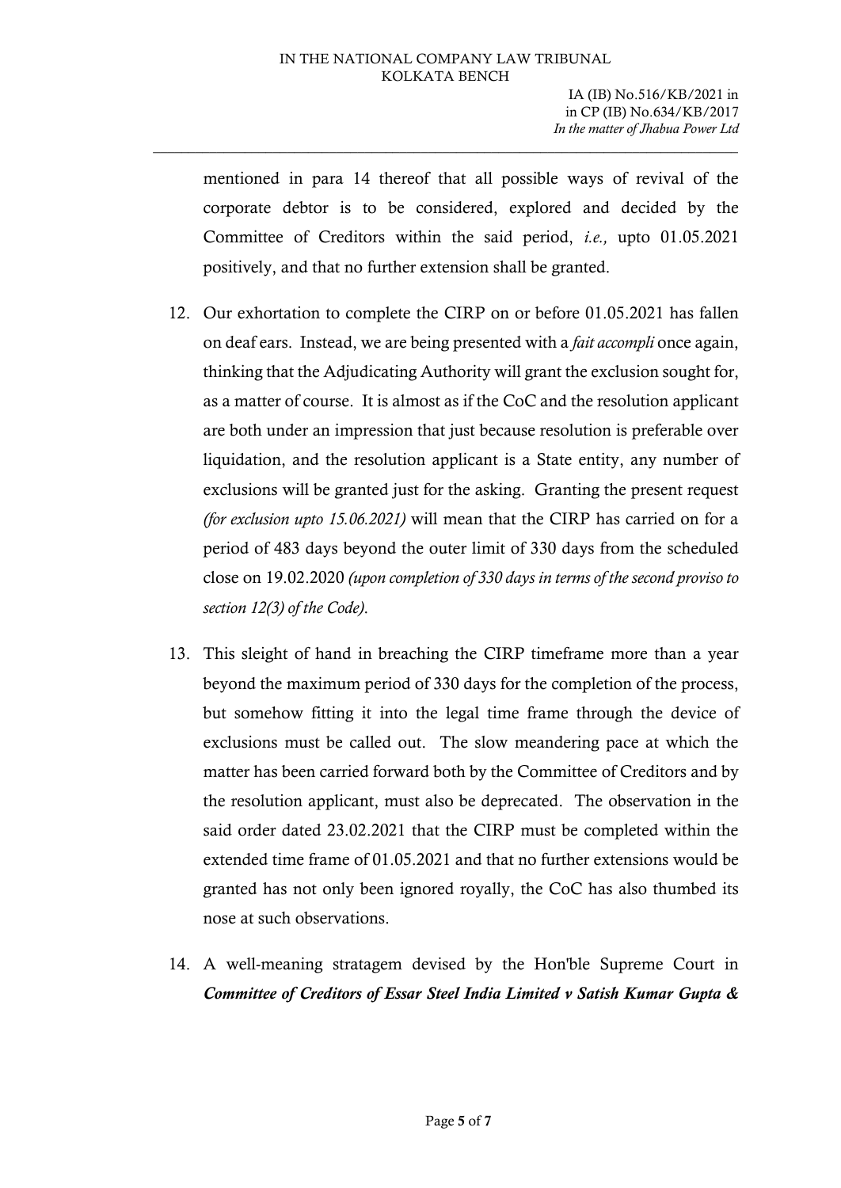mentioned in para 14 thereof that all possible ways of revival of the corporate debtor is to be considered, explored and decided by the Committee of Creditors within the said period, *i.e.,* upto 01.05.2021 positively, and that no further extension shall be granted.

12. Our exhortation to complete the CIRP on or before 01.05.2021 has fallen on deaf ears. Instead, we are being presented with a *fait accompli* once again, thinking that the Adjudicating Authority will grant the exclusion sought for, as a matter of course. It is almost as if the CoC and the resolution applicant are both under an impression that just because resolution is preferable over liquidation, and the resolution applicant is a State entity, any number of exclusions will be granted just for the asking. Granting the present request *(for exclusion upto 15.06.2021)* will mean that the CIRP has carried on for a period of 483 days beyond the outer limit of 330 days from the scheduled close on 19.02.2020 *(upon completion of 330 days in terms of the second proviso to section 12(3) of the Code).*

13. This sleight of hand in breaching the CIRP timeframe more than a year beyond the maximum period of 330 days for the completion of the process, but somehow fitting it into the legal time frame through the device of exclusions must be called out. The slow meandering pace at which the matter has been carried forward both by the Committee of Creditors and by the resolution applicant, must also be deprecated. The observation in the said order dated 23.02.2021 that the CIRP must be completed within the extended time frame of 01.05.2021 and that no further extensions would be granted has not only been ignored royally, the CoC has also thumbed its nose at such observations.

14. A well-meaning stratagem devised by the Hon'ble Supreme Court in ***Committee of Creditors of Essar Steel India Limited v Satish Kumar Gupta &***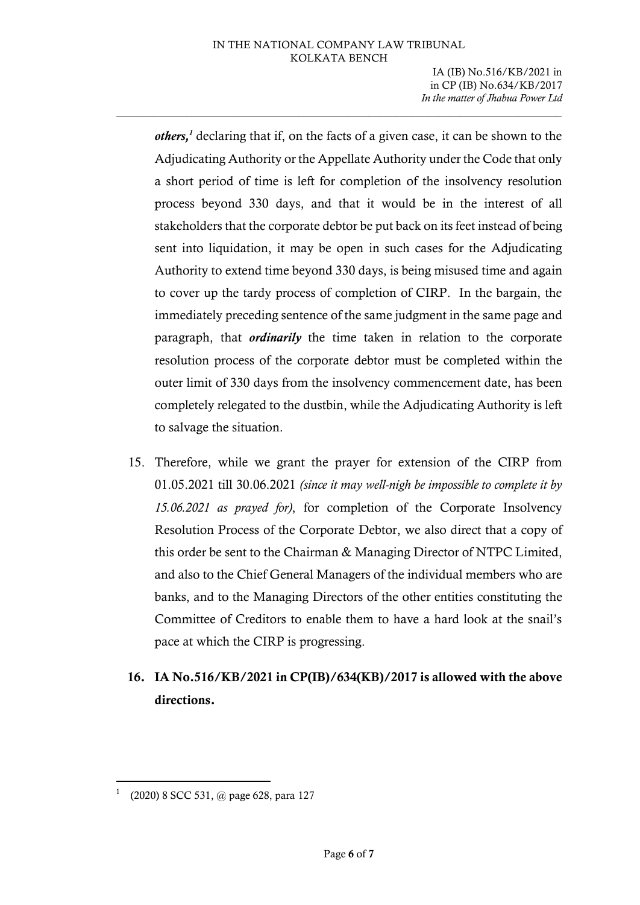***others,***[1] declaring that if, on the facts of a given case, it can be shown to the Adjudicating Authority or the Appellate Authority under the Code that only a short period of time is left for completion of the insolvency resolution process beyond 330 days, and that it would be in the interest of all stakeholders that the corporate debtor be put back on its feet instead of being sent into liquidation, it may be open in such cases for the Adjudicating Authority to extend time beyond 330 days, is being misused time and again to cover up the tardy process of completion of CIRP. In the bargain, the immediately preceding sentence of the same judgment in the same page and paragraph, that ***ordinarily*** the time taken in relation to the corporate resolution process of the corporate debtor must be completed within the outer limit of 330 days from the insolvency commencement date, has been completely relegated to the dustbin, while the Adjudicating Authority is left to salvage the situation.

15. Therefore, while we grant the prayer for extension of the CIRP from 01.05.2021 till 30.06.2021 *(since it may well-nigh be impossible to complete it by 15.06.2021 as prayed for)*, for completion of the Corporate Insolvency Resolution Process of the Corporate Debtor, we also direct that a copy of this order be sent to the Chairman & Managing Director of NTPC Limited, and also to the Chief General Managers of the individual members who are banks, and to the Managing Directors of the other entities constituting the Committee of Creditors to enable them to have a hard look at the snail's pace at which the CIRP is progressing.

16. **IA No.516/KB/2021 in CP(IB)/634(KB)/2017 is allowed with the above directions.**

---

[1] (2020) 8 SCC 531, @ page 628, para 127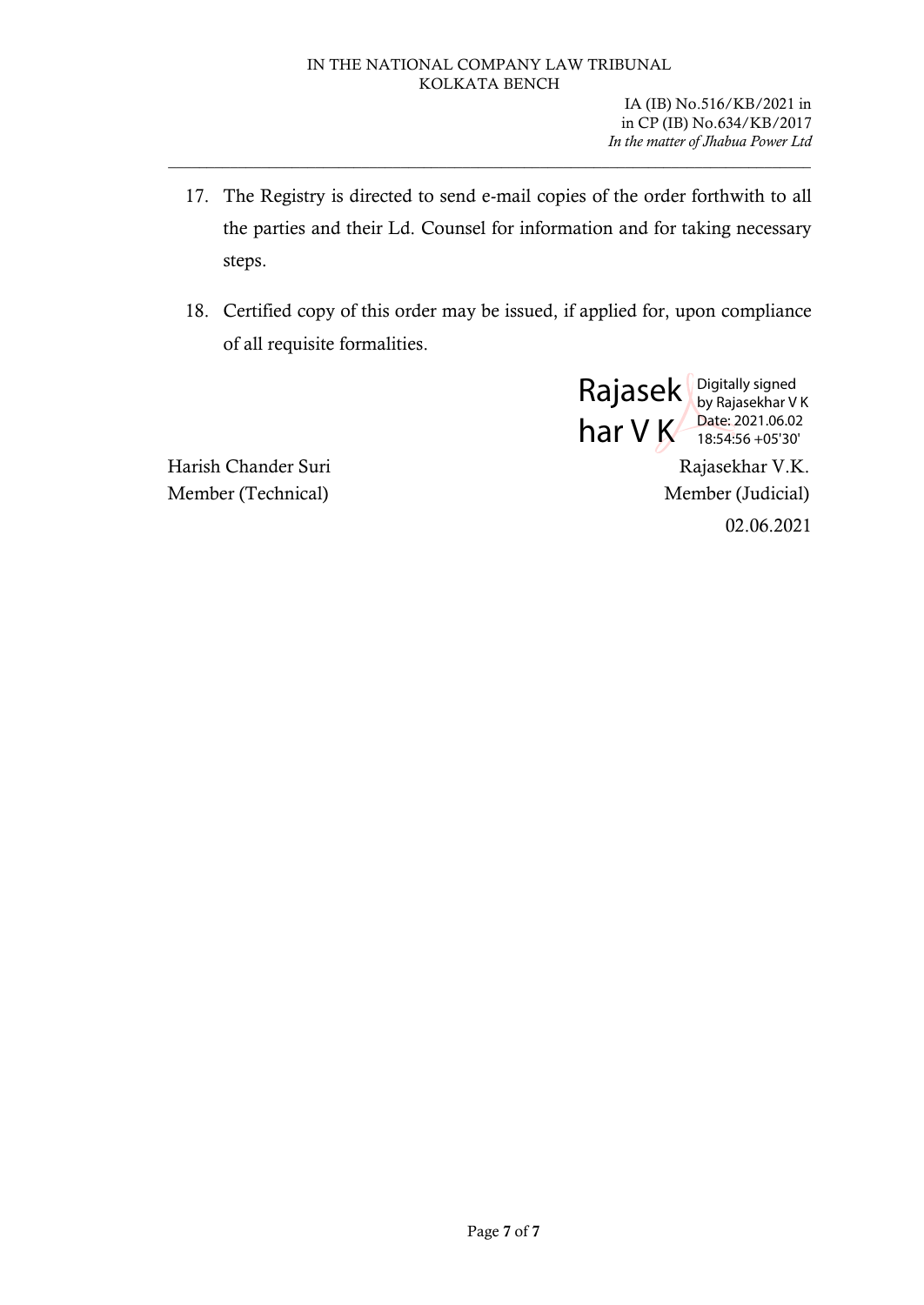17. The Registry is directed to send e-mail copies of the order forthwith to all the parties and their Ld. Counsel for information and for taking necessary steps.

18. Certified copy of this order may be issued, if applied for, upon compliance of all requisite formalities.

Rajasekhar V K Digitally signed by Rajasekhar V K Date: 2021.06.02 18:54:56 +05'30'

Harish Chander Suri
Member (Technical)

Rajasekhar V.K.
Member (Judicial)

02.06.2021